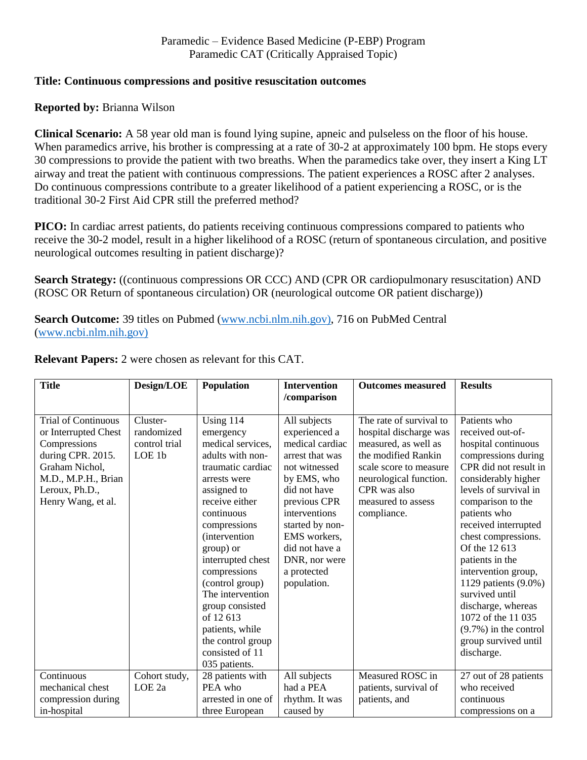Paramedic – Evidence Based Medicine (P-EBP) Program
Paramedic CAT (Critically Appraised Topic)

**Title: Continuous compressions and positive resuscitation outcomes**

**Reported by:** Brianna Wilson

**Clinical Scenario:** A 58 year old man is found lying supine, apneic and pulseless on the floor of his house. When paramedics arrive, his brother is compressing at a rate of 30-2 at approximately 100 bpm. He stops every 30 compressions to provide the patient with two breaths. When the paramedics take over, they insert a King LT airway and treat the patient with continuous compressions. The patient experiences a ROSC after 2 analyses. Do continuous compressions contribute to a greater likelihood of a patient experiencing a ROSC, or is the traditional 30-2 First Aid CPR still the preferred method?

**PICO:** In cardiac arrest patients, do patients receiving continuous compressions compared to patients who receive the 30-2 model, result in a higher likelihood of a ROSC (return of spontaneous circulation, and positive neurological outcomes resulting in patient discharge)?

**Search Strategy:** ((continuous compressions OR CCC) AND (CPR OR cardiopulmonary resuscitation) AND (ROSC OR Return of spontaneous circulation) OR (neurological outcome OR patient discharge))

**Search Outcome:** 39 titles on Pubmed (www.ncbi.nlm.nih.gov), 716 on PubMed Central (www.ncbi.nlm.nih.gov)

**Relevant Papers:** 2 were chosen as relevant for this CAT.

| Title | Design/LOE | Population | Intervention /comparison | Outcomes measured | Results |
|---|---|---|---|---|---|
| Trial of Continuous or Interrupted Chest Compressions during CPR. 2015. Graham Nichol, M.D., M.P.H., Brian Leroux, Ph.D., Henry Wang, et al. | Cluster-randomized control trial LOE 1b | Using 114 emergency medical services, adults with non-traumatic cardiac arrests were assigned to receive either continuous compressions (intervention group) or interrupted chest compressions (control group) The intervention group consisted of 12 613 patients, while the control group consisted of 11 035 patients. | All subjects experienced a medical cardiac arrest that was not witnessed by EMS, who did not have previous CPR interventions started by non-EMS workers, did not have a DNR, nor were a protected population. | The rate of survival to hospital discharge was measured, as well as the modified Rankin scale score to measure neurological function. CPR was also measured to assess compliance. | Patients who received out-of-hospital continuous compressions during CPR did not result in considerably higher levels of survival in comparison to the patients who received interrupted chest compressions. Of the 12 613 patients in the intervention group, 1129 patients (9.0%) survived until discharge, whereas 1072 of the 11 035 (9.7%) in the control group survived until discharge. |
| Continuous mechanical chest compression during in-hospital | Cohort study, LOE 2a | 28 patients with PEA who arrested in one of three European | All subjects had a PEA rhythm. It was caused by | Measured ROSC in patients, survival of patients, and | 27 out of 28 patients who received continuous compressions on a |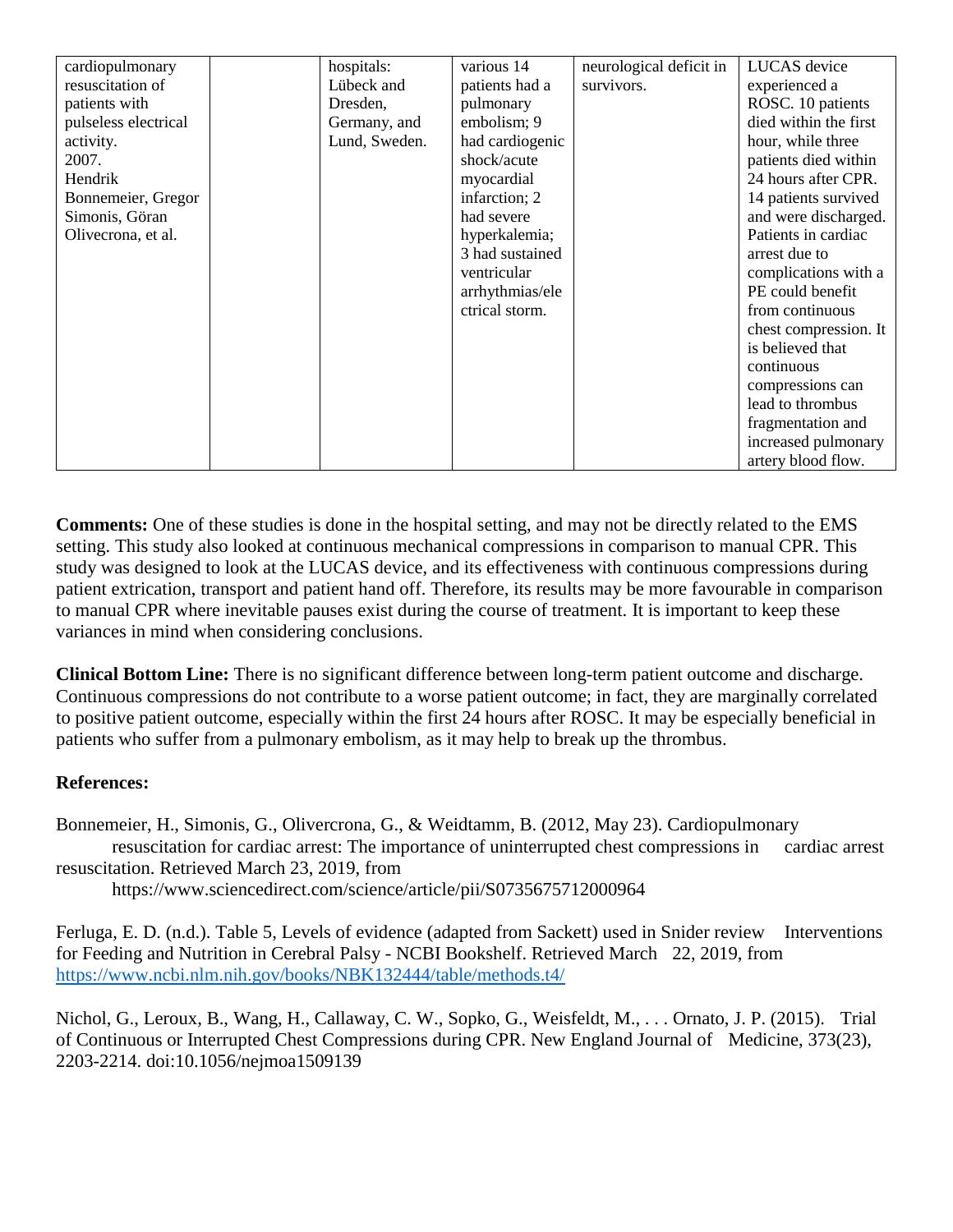| | | | | | |
|---|---|---|---|---|---|
| cardiopulmonary resuscitation of patients with pulseless electrical activity. 2007. Hendrik Bonnemeier, Gregor Simonis, Göran Olivecrona, et al. | | hospitals: Lübeck and Dresden, Germany, and Lund, Sweden. | various 14 patients had a pulmonary embolism; 9 had cardiogenic shock/acute myocardial infarction; 2 had severe hyperkalemia; 3 had sustained ventricular arrhythmias/electrical storm. | neurological deficit in survivors. | LUCAS device experienced a ROSC. 10 patients died within the first hour, while three patients died within 24 hours after CPR. 14 patients survived and were discharged. Patients in cardiac arrest due to complications with a PE could benefit from continuous chest compression. It is believed that continuous compressions can lead to thrombus fragmentation and increased pulmonary artery blood flow. |

**Comments:** One of these studies is done in the hospital setting, and may not be directly related to the EMS setting. This study also looked at continuous mechanical compressions in comparison to manual CPR. This study was designed to look at the LUCAS device, and its effectiveness with continuous compressions during patient extrication, transport and patient hand off. Therefore, its results may be more favourable in comparison to manual CPR where inevitable pauses exist during the course of treatment. It is important to keep these variances in mind when considering conclusions.

**Clinical Bottom Line:** There is no significant difference between long-term patient outcome and discharge. Continuous compressions do not contribute to a worse patient outcome; in fact, they are marginally correlated to positive patient outcome, especially within the first 24 hours after ROSC. It may be especially beneficial in patients who suffer from a pulmonary embolism, as it may help to break up the thrombus.

**References:**

Bonnemeier, H., Simonis, G., Olivercrona, G., & Weidtamm, B. (2012, May 23). Cardiopulmonary resuscitation for cardiac arrest: The importance of uninterrupted chest compressions in cardiac arrest resuscitation. Retrieved March 23, 2019, from https://www.sciencedirect.com/science/article/pii/S0735675712000964

Ferluga, E. D. (n.d.). Table 5, Levels of evidence (adapted from Sackett) used in Snider review Interventions for Feeding and Nutrition in Cerebral Palsy - NCBI Bookshelf. Retrieved March 22, 2019, from https://www.ncbi.nlm.nih.gov/books/NBK132444/table/methods.t4/

Nichol, G., Leroux, B., Wang, H., Callaway, C. W., Sopko, G., Weisfeldt, M., . . . Ornato, J. P. (2015). Trial of Continuous or Interrupted Chest Compressions during CPR. New England Journal of Medicine, 373(23), 2203-2214. doi:10.1056/nejmoa1509139